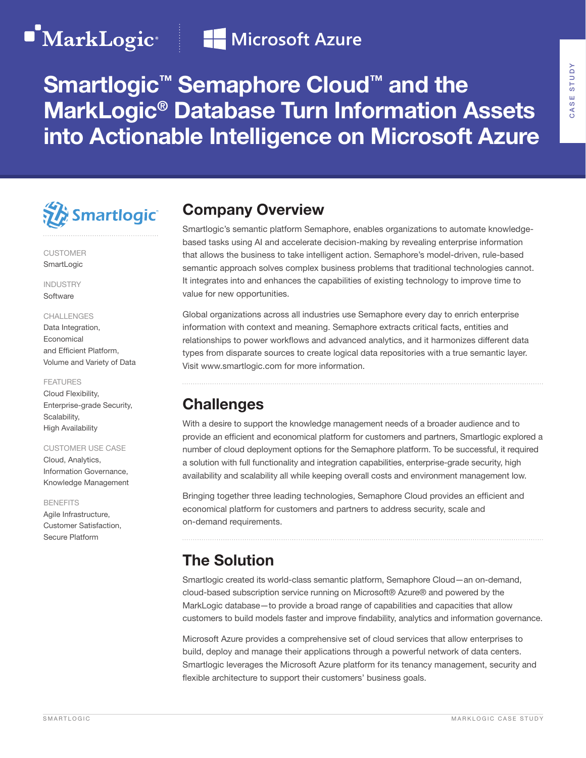MarkLogic | Microsoft Azure

CASE STUDY

# Smartlogic™ Semaphore Cloud™ and the MarkLogic® Database Turn Information Assets into Actionable Intelligence on Microsoft Azure

Smartlogic

CUSTOMER
SmartLogic

INDUSTRY
Software

CHALLENGES
Data Integration,
Economical
and Efficient Platform,
Volume and Variety of Data

FEATURES
Cloud Flexibility,
Enterprise-grade Security,
Scalability,
High Availability

CUSTOMER USE CASE
Cloud, Analytics,
Information Governance,
Knowledge Management

BENEFITS
Agile Infrastructure,
Customer Satisfaction,
Secure Platform

## Company Overview

Smartlogic's semantic platform Semaphore, enables organizations to automate knowledge-based tasks using AI and accelerate decision-making by revealing enterprise information that allows the business to take intelligent action. Semaphore's model-driven, rule-based semantic approach solves complex business problems that traditional technologies cannot. It integrates into and enhances the capabilities of existing technology to improve time to value for new opportunities.

Global organizations across all industries use Semaphore every day to enrich enterprise information with context and meaning. Semaphore extracts critical facts, entities and relationships to power workflows and advanced analytics, and it harmonizes different data types from disparate sources to create logical data repositories with a true semantic layer. Visit www.smartlogic.com for more information.

## Challenges

With a desire to support the knowledge management needs of a broader audience and to provide an efficient and economical platform for customers and partners, Smartlogic explored a number of cloud deployment options for the Semaphore platform. To be successful, it required a solution with full functionality and integration capabilities, enterprise-grade security, high availability and scalability all while keeping overall costs and environment management low.

Bringing together three leading technologies, Semaphore Cloud provides an efficient and economical platform for customers and partners to address security, scale and on-demand requirements.

## The Solution

Smartlogic created its world-class semantic platform, Semaphore Cloud—an on-demand, cloud-based subscription service running on Microsoft® Azure® and powered by the MarkLogic database—to provide a broad range of capabilities and capacities that allow customers to build models faster and improve findability, analytics and information governance.

Microsoft Azure provides a comprehensive set of cloud services that allow enterprises to build, deploy and manage their applications through a powerful network of data centers. Smartlogic leverages the Microsoft Azure platform for its tenancy management, security and flexible architecture to support their customers' business goals.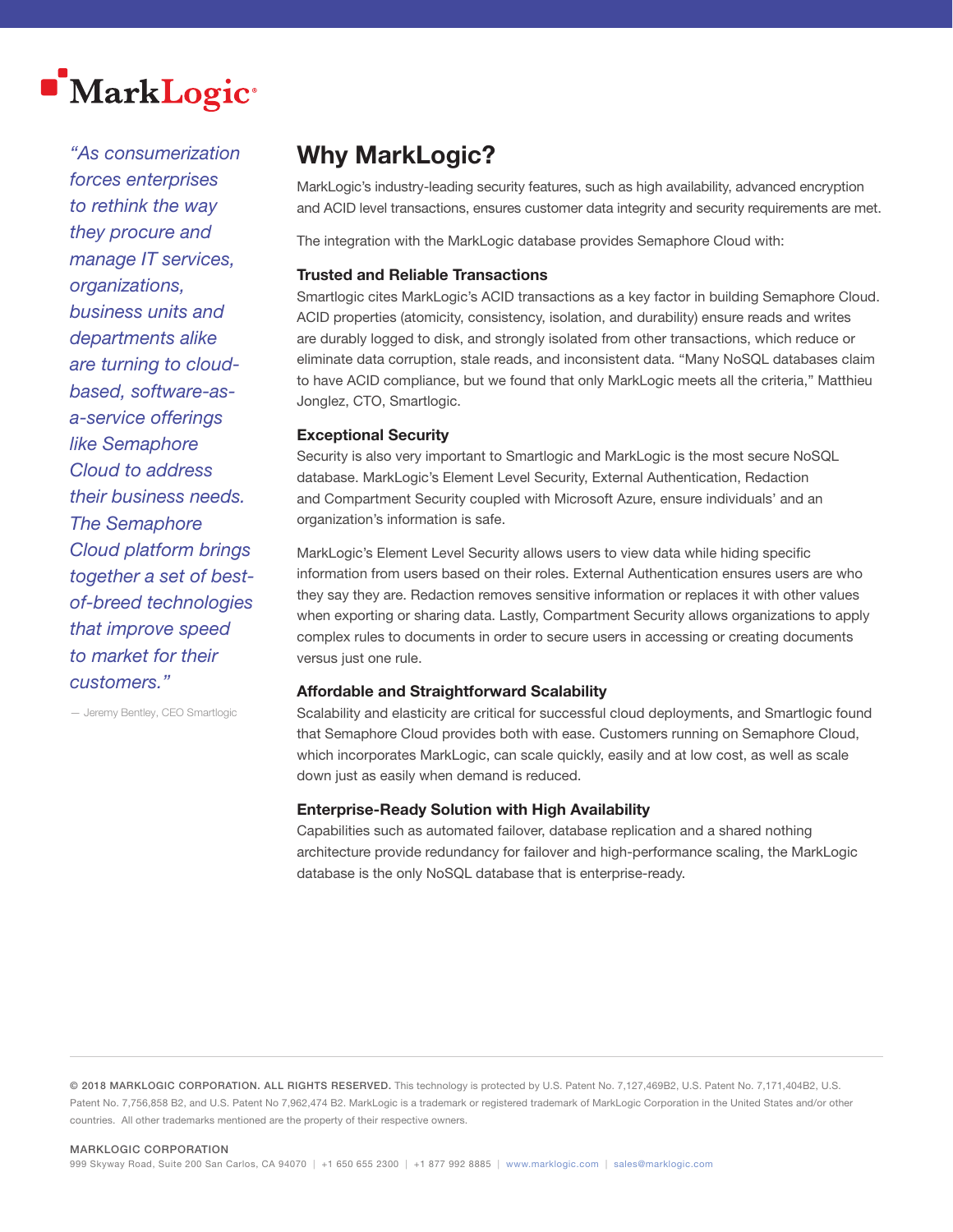MarkLogic®

*"As consumerization forces enterprises to rethink the way they procure and manage IT services, organizations, business units and departments alike are turning to cloud-based, software-as-a-service offerings like Semaphore Cloud to address their business needs. The Semaphore Cloud platform brings together a set of best-of-breed technologies that improve speed to market for their customers."*

— Jeremy Bentley, CEO Smartlogic

## Why MarkLogic?

MarkLogic's industry-leading security features, such as high availability, advanced encryption and ACID level transactions, ensures customer data integrity and security requirements are met.

The integration with the MarkLogic database provides Semaphore Cloud with:

### Trusted and Reliable Transactions

Smartlogic cites MarkLogic's ACID transactions as a key factor in building Semaphore Cloud. ACID properties (atomicity, consistency, isolation, and durability) ensure reads and writes are durably logged to disk, and strongly isolated from other transactions, which reduce or eliminate data corruption, stale reads, and inconsistent data. "Many NoSQL databases claim to have ACID compliance, but we found that only MarkLogic meets all the criteria," Matthieu Jonglez, CTO, Smartlogic.

### Exceptional Security

Security is also very important to Smartlogic and MarkLogic is the most secure NoSQL database. MarkLogic's Element Level Security, External Authentication, Redaction and Compartment Security coupled with Microsoft Azure, ensure individuals' and an organization's information is safe.

MarkLogic's Element Level Security allows users to view data while hiding specific information from users based on their roles. External Authentication ensures users are who they say they are. Redaction removes sensitive information or replaces it with other values when exporting or sharing data. Lastly, Compartment Security allows organizations to apply complex rules to documents in order to secure users in accessing or creating documents versus just one rule.

### Affordable and Straightforward Scalability

Scalability and elasticity are critical for successful cloud deployments, and Smartlogic found that Semaphore Cloud provides both with ease. Customers running on Semaphore Cloud, which incorporates MarkLogic, can scale quickly, easily and at low cost, as well as scale down just as easily when demand is reduced.

### Enterprise-Ready Solution with High Availability

Capabilities such as automated failover, database replication and a shared nothing architecture provide redundancy for failover and high-performance scaling, the MarkLogic database is the only NoSQL database that is enterprise-ready.

---

© 2018 MARKLOGIC CORPORATION. ALL RIGHTS RESERVED. This technology is protected by U.S. Patent No. 7,127,469B2, U.S. Patent No. 7,171,404B2, U.S. Patent No. 7,756,858 B2, and U.S. Patent No 7,962,474 B2. MarkLogic is a trademark or registered trademark of MarkLogic Corporation in the United States and/or other countries. All other trademarks mentioned are the property of their respective owners.

MARKLOGIC CORPORATION
999 Skyway Road, Suite 200 San Carlos, CA 94070 | +1 650 655 2300 | +1 877 992 8885 | www.marklogic.com | sales@marklogic.com